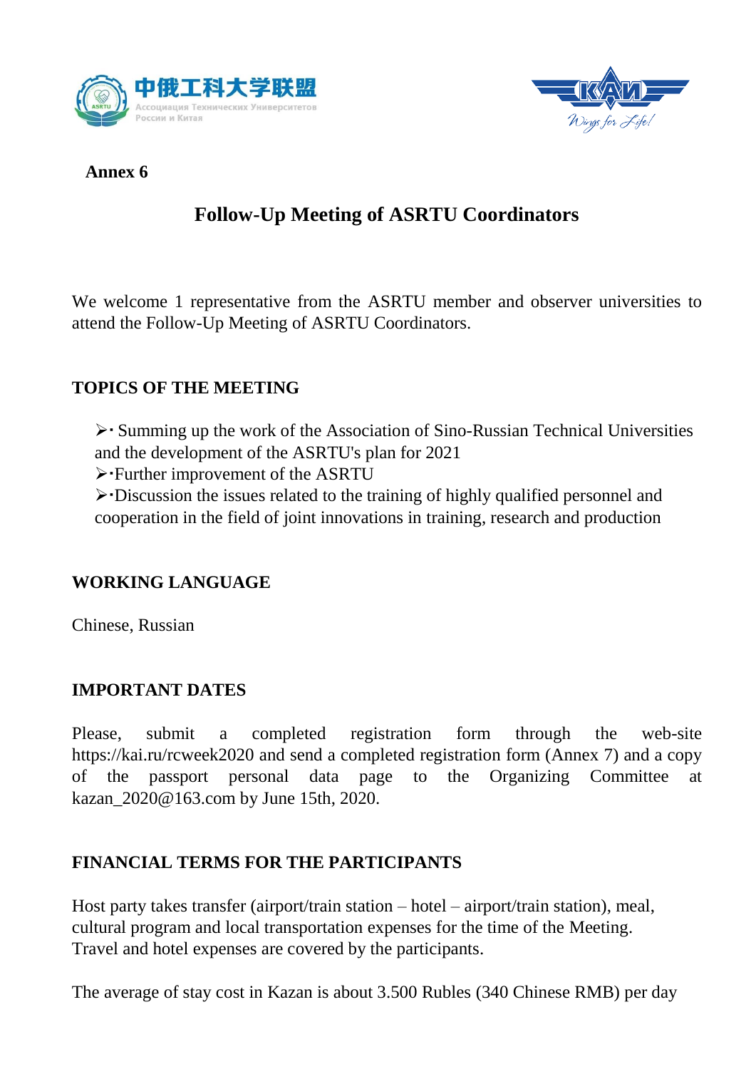**Annex 6**

# Follow-Up Meeting of ASRTU Coordinators

We welcome 1 representative from the ASRTU member and observer universities to attend the Follow-Up Meeting of ASRTU Coordinators.

## TOPICS OF THE MEETING

- Summing up the work of the Association of Sino-Russian Technical Universities and the development of the ASRTU's plan for 2021
- Further improvement of the ASRTU
- Discussion the issues related to the training of highly qualified personnel and cooperation in the field of joint innovations in training, research and production

## WORKING LANGUAGE

Chinese, Russian

## IMPORTANT DATES

Please, submit a completed registration form through the web-site https://kai.ru/rcweek2020 and send a completed registration form (Annex 7) and a copy of the passport personal data page to the Organizing Committee at kazan_2020@163.com by June 15th, 2020.

## FINANCIAL TERMS FOR THE PARTICIPANTS

Host party takes transfer (airport/train station – hotel – airport/train station), meal, cultural program and local transportation expenses for the time of the Meeting.
Travel and hotel expenses are covered by the participants.

The average of stay cost in Kazan is about 3.500 Rubles (340 Chinese RMB) per day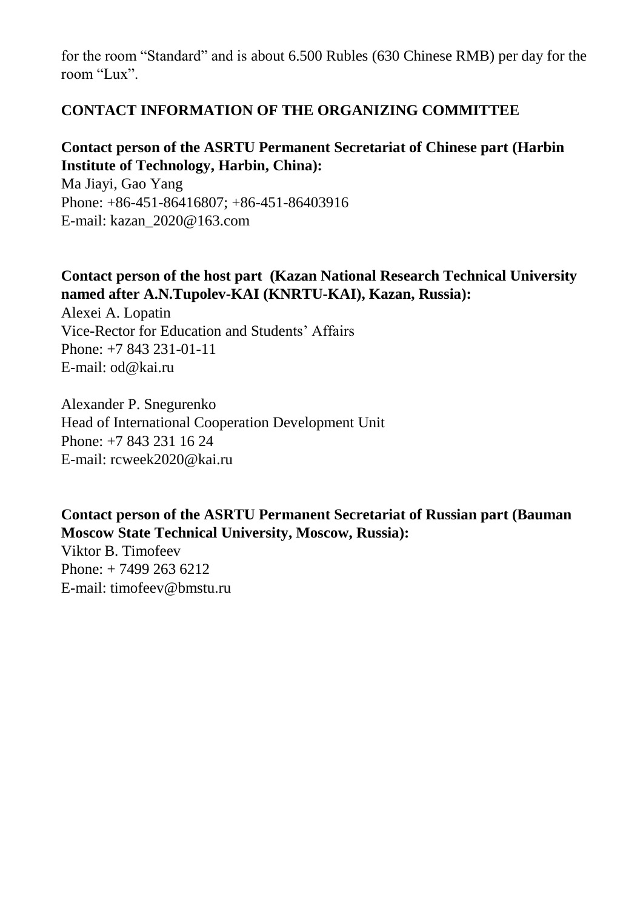for the room "Standard" and is about 6.500 Rubles (630 Chinese RMB) per day for the room "Lux".

## CONTACT INFORMATION OF THE ORGANIZING COMMITTEE

**Contact person of the ASRTU Permanent Secretariat of Chinese part (Harbin Institute of Technology, Harbin, China):**

Ma Jiayi, Gao Yang
Phone: +86-451-86416807; +86-451-86403916
E-mail: kazan_2020@163.com

**Contact person of the host part (Kazan National Research Technical University named after A.N.Tupolev-KAI (KNRTU-KAI), Kazan, Russia):**

Alexei A. Lopatin
Vice-Rector for Education and Students' Affairs
Phone: +7 843 231-01-11
E-mail: od@kai.ru

Alexander P. Snegurenko
Head of International Cooperation Development Unit
Phone: +7 843 231 16 24
E-mail: rcweek2020@kai.ru

**Contact person of the ASRTU Permanent Secretariat of Russian part (Bauman Moscow State Technical University, Moscow, Russia):**

Viktor B. Timofeev
Phone: + 7499 263 6212
E-mail: timofeev@bmstu.ru